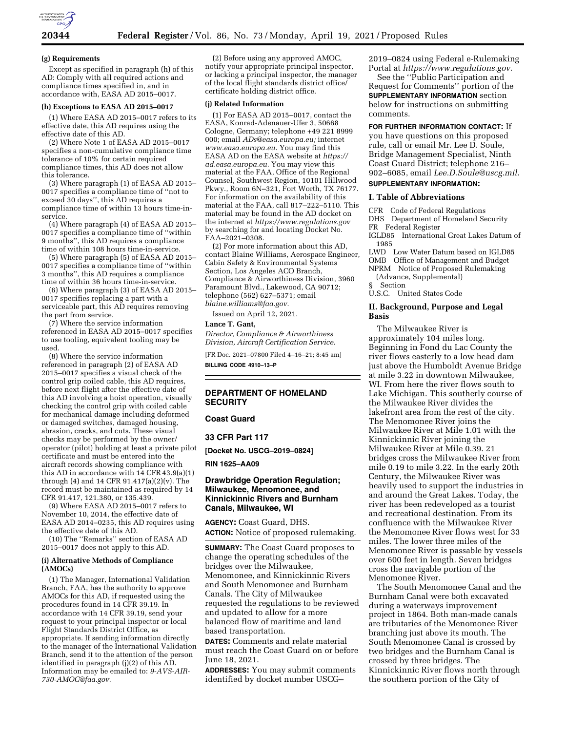#### (g) Requirements

Except as specified in paragraph (h) of this AD: Comply with all required actions and compliance times specified in, and in accordance with, EASA AD 2015–0017.

#### (h) Exceptions to EASA AD 2015–0017

(1) Where EASA AD 2015–0017 refers to its effective date, this AD requires using the effective date of this AD.

(2) Where Note 1 of EASA AD 2015–0017 specifies a non-cumulative compliance time tolerance of 10% for certain required compliance times, this AD does not allow this tolerance.

(3) Where paragraph (1) of EASA AD 2015–0017 specifies a compliance time of ''not to exceed 30 days'', this AD requires a compliance time of within 13 hours time-in-service.

(4) Where paragraph (4) of EASA AD 2015–0017 specifies a compliance time of ''within 9 months'', this AD requires a compliance time of within 108 hours time-in-service.

(5) Where paragraph (5) of EASA AD 2015–0017 specifies a compliance time of ''within 3 months'', this AD requires a compliance time of within 36 hours time-in-service.

(6) Where paragraph (3) of EASA AD 2015–0017 specifies replacing a part with a serviceable part, this AD requires removing the part from service.

(7) Where the service information referenced in EASA AD 2015–0017 specifies to use tooling, equivalent tooling may be used.

(8) Where the service information referenced in paragraph (2) of EASA AD 2015–0017 specifies a visual check of the control grip coiled cable, this AD requires, before next flight after the effective date of this AD involving a hoist operation, visually checking the control grip with coiled cable for mechanical damage including deformed or damaged switches, damaged housing, abrasion, cracks, and cuts. These visual checks may be performed by the owner/operator (pilot) holding at least a private pilot certificate and must be entered into the aircraft records showing compliance with this AD in accordance with 14 CFR 43.9(a)(1) through (4) and 14 CFR 91.417(a)(2)(v). The record must be maintained as required by 14 CFR 91.417, 121.380, or 135.439.

(9) Where EASA AD 2015–0017 refers to November 10, 2014, the effective date of EASA AD 2014–0235, this AD requires using the effective date of this AD.

(10) The ''Remarks'' section of EASA AD 2015–0017 does not apply to this AD.

#### (i) Alternative Methods of Compliance (AMOCs)

(1) The Manager, International Validation Branch, FAA, has the authority to approve AMOCs for this AD, if requested using the procedures found in 14 CFR 39.19. In accordance with 14 CFR 39.19, send your request to your principal inspector or local Flight Standards District Office, as appropriate. If sending information directly to the manager of the International Validation Branch, send it to the attention of the person identified in paragraph (j)(2) of this AD. Information may be emailed to: *9-AVS-AIR-730-AMOC@faa.gov.*

(2) Before using any approved AMOC, notify your appropriate principal inspector, or lacking a principal inspector, the manager of the local flight standards district office/certificate holding district office.

#### (j) Related Information

(1) For EASA AD 2015–0017, contact the EASA, Konrad-Adenauer-Ufer 3, 50668 Cologne, Germany; telephone +49 221 8999 000; email *ADs@easa.europa.eu;* internet *www.easa.europa.eu.* You may find this EASA AD on the EASA website at *https://ad.easa.europa.eu.* You may view this material at the FAA, Office of the Regional Counsel, Southwest Region, 10101 Hillwood Pkwy., Room 6N–321, Fort Worth, TX 76177. For information on the availability of this material at the FAA, call 817–222–5110. This material may be found in the AD docket on the internet at *https://www.regulations.gov* by searching for and locating Docket No. FAA–2021–0308.

(2) For more information about this AD, contact Blaine Williams, Aerospace Engineer, Cabin Safety & Environmental Systems Section, Los Angeles ACO Branch, Compliance & Airworthiness Division, 3960 Paramount Blvd., Lakewood, CA 90712; telephone (562) 627–5371; email *blaine.williams@faa.gov.*

Issued on April 12, 2021.

**Lance T. Gant,**

*Director, Compliance & Airworthiness Division, Aircraft Certification Service.*

[FR Doc. 2021–07800 Filed 4–16–21; 8:45 am]

**BILLING CODE 4910–13–P**

---

## DEPARTMENT OF HOMELAND SECURITY

## Coast Guard

## 33 CFR Part 117

**[Docket No. USCG–2019–0824]**

**RIN 1625–AA09**

## Drawbridge Operation Regulation; Milwaukee, Menomonee, and Kinnickinnic Rivers and Burnham Canals, Milwaukee, WI

**AGENCY:** Coast Guard, DHS.

**ACTION:** Notice of proposed rulemaking.

**SUMMARY:** The Coast Guard proposes to change the operating schedules of the bridges over the Milwaukee, Menomonee, and Kinnickinnic Rivers and South Menomonee and Burnham Canals. The City of Milwaukee requested the regulations to be reviewed and updated to allow for a more balanced flow of maritime and land based transportation.

**DATES:** Comments and relate material must reach the Coast Guard on or before June 18, 2021.

**ADDRESSES:** You may submit comments identified by docket number USCG–2019–0824 using Federal e-Rulemaking Portal at *https://www.regulations.gov.*

See the ''Public Participation and Request for Comments'' portion of the **SUPPLEMENTARY INFORMATION** section below for instructions on submitting comments.

**FOR FURTHER INFORMATION CONTACT:** If you have questions on this proposed rule, call or email Mr. Lee D. Soule, Bridge Management Specialist, Ninth Coast Guard District; telephone 216–902–6085, email *Lee.D.Soule@uscg.mil.*

**SUPPLEMENTARY INFORMATION:**

### I. Table of Abbreviations

CFR Code of Federal Regulations
DHS Department of Homeland Security
FR Federal Register
IGLD85 International Great Lakes Datum of 1985
LWD Low Water Datum based on IGLD85
OMB Office of Management and Budget
NPRM Notice of Proposed Rulemaking (Advance, Supplemental)
§ Section
U.S.C. United States Code

### II. Background, Purpose and Legal Basis

The Milwaukee River is approximately 104 miles long. Beginning in Fond du Lac County the river flows easterly to a low head dam just above the Humboldt Avenue Bridge at mile 3.22 in downtown Milwaukee, WI. From here the river flows south to Lake Michigan. This southerly course of the Milwaukee River divides the lakefront area from the rest of the city. The Menomonee River joins the Milwaukee River at Mile 1.01 with the Kinnickinnic River joining the Milwaukee River at Mile 0.39. 21 bridges cross the Milwaukee River from mile 0.19 to mile 3.22. In the early 20th Century, the Milwaukee River was heavily used to support the industries in and around the Great Lakes. Today, the river has been redeveloped as a tourist and recreational destination. From its confluence with the Milwaukee River the Menomonee River flows west for 33 miles. The lower three miles of the Menomonee River is passable by vessels over 600 feet in length. Seven bridges cross the navigable portion of the Menomonee River.

The South Menomonee Canal and the Burnham Canal were both excavated during a waterways improvement project in 1864. Both man-made canals are tributaries of the Menomonee River branching just above its mouth. The South Menomonee Canal is crossed by two bridges and the Burnham Canal is crossed by three bridges. The Kinnickinnic River flows north through the southern portion of the City of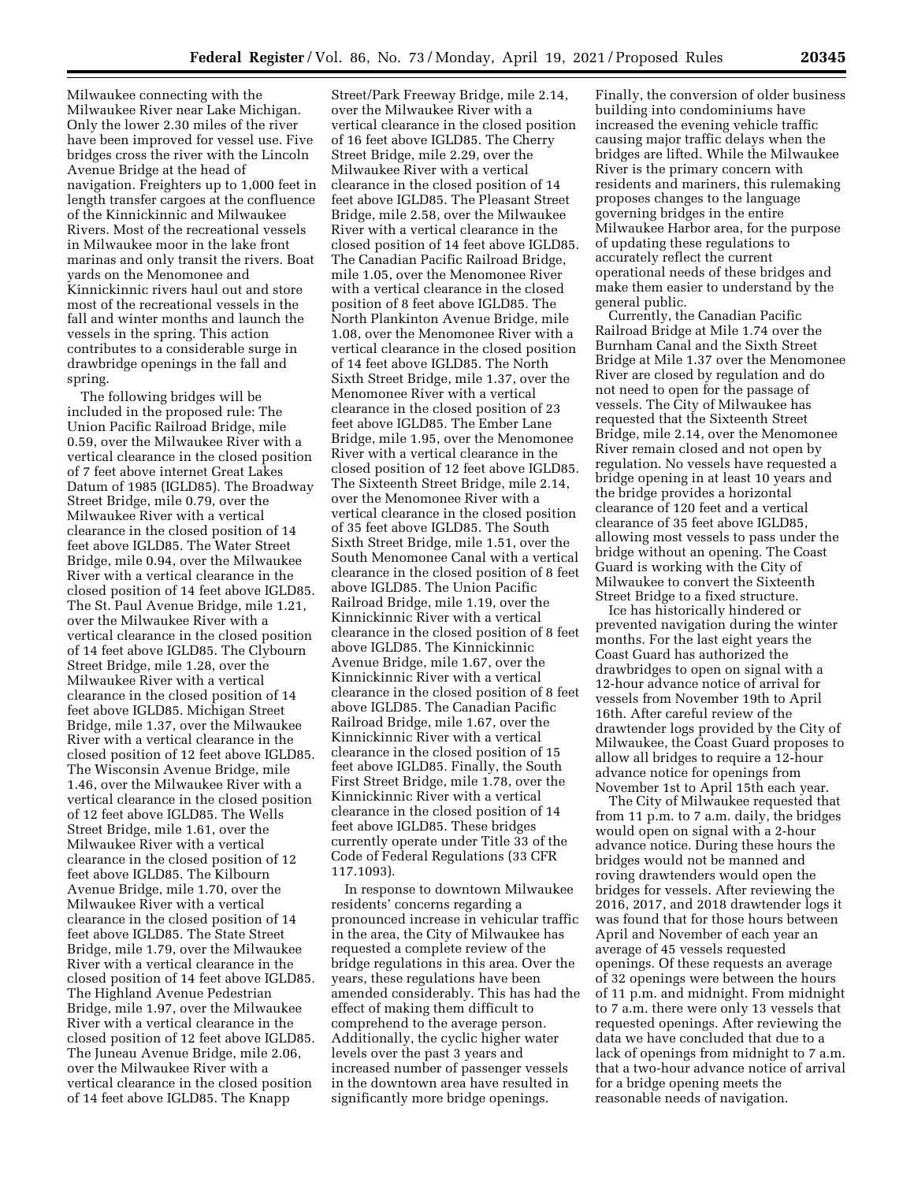Milwaukee connecting with the Milwaukee River near Lake Michigan. Only the lower 2.30 miles of the river have been improved for vessel use. Five bridges cross the river with the Lincoln Avenue Bridge at the head of navigation. Freighters up to 1,000 feet in length transfer cargoes at the confluence of the Kinnickinnic and Milwaukee Rivers. Most of the recreational vessels in Milwaukee moor in the lake front marinas and only transit the rivers. Boat yards on the Menomonee and Kinnickinnic rivers haul out and store most of the recreational vessels in the fall and winter months and launch the vessels in the spring. This action contributes to a considerable surge in drawbridge openings in the fall and spring.

The following bridges will be included in the proposed rule: The Union Pacific Railroad Bridge, mile 0.59, over the Milwaukee River with a vertical clearance in the closed position of 7 feet above internet Great Lakes Datum of 1985 (IGLD85). The Broadway Street Bridge, mile 0.79, over the Milwaukee River with a vertical clearance in the closed position of 14 feet above IGLD85. The Water Street Bridge, mile 0.94, over the Milwaukee River with a vertical clearance in the closed position of 14 feet above IGLD85. The St. Paul Avenue Bridge, mile 1.21, over the Milwaukee River with a vertical clearance in the closed position of 14 feet above IGLD85. The Clybourn Street Bridge, mile 1.28, over the Milwaukee River with a vertical clearance in the closed position of 14 feet above IGLD85. Michigan Street Bridge, mile 1.37, over the Milwaukee River with a vertical clearance in the closed position of 12 feet above IGLD85. The Wisconsin Avenue Bridge, mile 1.46, over the Milwaukee River with a vertical clearance in the closed position of 12 feet above IGLD85. The Wells Street Bridge, mile 1.61, over the Milwaukee River with a vertical clearance in the closed position of 12 feet above IGLD85. The Kilbourn Avenue Bridge, mile 1.70, over the Milwaukee River with a vertical clearance in the closed position of 14 feet above IGLD85. The State Street Bridge, mile 1.79, over the Milwaukee River with a vertical clearance in the closed position of 14 feet above IGLD85. The Highland Avenue Pedestrian Bridge, mile 1.97, over the Milwaukee River with a vertical clearance in the closed position of 12 feet above IGLD85. The Juneau Avenue Bridge, mile 2.06, over the Milwaukee River with a vertical clearance in the closed position of 14 feet above IGLD85. The Knapp Street/Park Freeway Bridge, mile 2.14, over the Milwaukee River with a vertical clearance in the closed position of 16 feet above IGLD85. The Cherry Street Bridge, mile 2.29, over the Milwaukee River with a vertical clearance in the closed position of 14 feet above IGLD85. The Pleasant Street Bridge, mile 2.58, over the Milwaukee River with a vertical clearance in the closed position of 14 feet above IGLD85. The Canadian Pacific Railroad Bridge, mile 1.05, over the Menomonee River with a vertical clearance in the closed position of 8 feet above IGLD85. The North Plankinton Avenue Bridge, mile 1.08, over the Menomonee River with a vertical clearance in the closed position of 14 feet above IGLD85. The North Sixth Street Bridge, mile 1.37, over the Menomonee River with a vertical clearance in the closed position of 23 feet above IGLD85. The Ember Lane Bridge, mile 1.95, over the Menomonee River with a vertical clearance in the closed position of 12 feet above IGLD85. The Sixteenth Street Bridge, mile 2.14, over the Menomonee River with a vertical clearance in the closed position of 35 feet above IGLD85. The South Sixth Street Bridge, mile 1.51, over the South Menomonee Canal with a vertical clearance in the closed position of 8 feet above IGLD85. The Union Pacific Railroad Bridge, mile 1.19, over the Kinnickinnic River with a vertical clearance in the closed position of 8 feet above IGLD85. The Kinnickinnic Avenue Bridge, mile 1.67, over the Kinnickinnic River with a vertical clearance in the closed position of 8 feet above IGLD85. The Canadian Pacific Railroad Bridge, mile 1.67, over the Kinnickinnic River with a vertical clearance in the closed position of 15 feet above IGLD85. Finally, the South First Street Bridge, mile 1.78, over the Kinnickinnic River with a vertical clearance in the closed position of 14 feet above IGLD85. These bridges currently operate under Title 33 of the Code of Federal Regulations (33 CFR 117.1093).

In response to downtown Milwaukee residents' concerns regarding a pronounced increase in vehicular traffic in the area, the City of Milwaukee has requested a complete review of the bridge regulations in this area. Over the years, these regulations have been amended considerably. This has had the effect of making them difficult to comprehend to the average person. Additionally, the cyclic higher water levels over the past 3 years and increased number of passenger vessels in the downtown area have resulted in significantly more bridge openings. Finally, the conversion of older business building into condominiums have increased the evening vehicle traffic causing major traffic delays when the bridges are lifted. While the Milwaukee River is the primary concern with residents and mariners, this rulemaking proposes changes to the language governing bridges in the entire Milwaukee Harbor area, for the purpose of updating these regulations to accurately reflect the current operational needs of these bridges and make them easier to understand by the general public.

Currently, the Canadian Pacific Railroad Bridge at Mile 1.74 over the Burnham Canal and the Sixth Street Bridge at Mile 1.37 over the Menomonee River are closed by regulation and do not need to open for the passage of vessels. The City of Milwaukee has requested that the Sixteenth Street Bridge, mile 2.14, over the Menomonee River remain closed and not open by regulation. No vessels have requested a bridge opening in at least 10 years and the bridge provides a horizontal clearance of 120 feet and a vertical clearance of 35 feet above IGLD85, allowing most vessels to pass under the bridge without an opening. The Coast Guard is working with the City of Milwaukee to convert the Sixteenth Street Bridge to a fixed structure.

Ice has historically hindered or prevented navigation during the winter months. For the last eight years the Coast Guard has authorized the drawbridges to open on signal with a 12-hour advance notice of arrival for vessels from November 19th to April 16th. After careful review of the drawtender logs provided by the City of Milwaukee, the Coast Guard proposes to allow all bridges to require a 12-hour advance notice for openings from November 1st to April 15th each year.

The City of Milwaukee requested that from 11 p.m. to 7 a.m. daily, the bridges would open on signal with a 2-hour advance notice. During these hours the bridges would not be manned and roving drawtenders would open the bridges for vessels. After reviewing the 2016, 2017, and 2018 drawtender logs it was found that for those hours between April and November of each year an average of 45 vessels requested openings. Of these requests an average of 32 openings were between the hours of 11 p.m. and midnight. From midnight to 7 a.m. there were only 13 vessels that requested openings. After reviewing the data we have concluded that due to a lack of openings from midnight to 7 a.m. that a two-hour advance notice of arrival for a bridge opening meets the reasonable needs of navigation.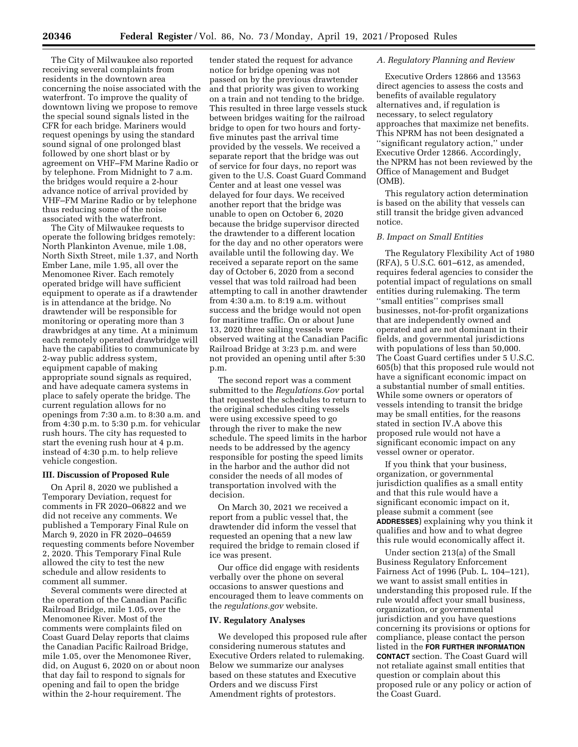The City of Milwaukee also reported receiving several complaints from residents in the downtown area concerning the noise associated with the waterfront. To improve the quality of downtown living we propose to remove the special sound signals listed in the CFR for each bridge. Mariners would request openings by using the standard sound signal of one prolonged blast followed by one short blast or by agreement on VHF–FM Marine Radio or by telephone. From Midnight to 7 a.m. the bridges would require a 2-hour advance notice of arrival provided by VHF–FM Marine Radio or by telephone thus reducing some of the noise associated with the waterfront.

The City of Milwaukee requests to operate the following bridges remotely: North Plankinton Avenue, mile 1.08, North Sixth Street, mile 1.37, and North Ember Lane, mile 1.95, all over the Menomonee River. Each remotely operated bridge will have sufficient equipment to operate as if a drawtender is in attendance at the bridge. No drawtender will be responsible for monitoring or operating more than 3 drawbridges at any time. At a minimum each remotely operated drawbridge will have the capabilities to communicate by 2-way public address system, equipment capable of making appropriate sound signals as required, and have adequate camera systems in place to safely operate the bridge. The current regulation allows for no openings from 7:30 a.m. to 8:30 a.m. and from 4:30 p.m. to 5:30 p.m. for vehicular rush hours. The city has requested to start the evening rush hour at 4 p.m. instead of 4:30 p.m. to help relieve vehicle congestion.

## III. Discussion of Proposed Rule

On April 8, 2020 we published a Temporary Deviation, request for comments in FR 2020–06822 and we did not receive any comments. We published a Temporary Final Rule on March 9, 2020 in FR 2020–04659 requesting comments before November 2, 2020. This Temporary Final Rule allowed the city to test the new schedule and allow residents to comment all summer.

Several comments were directed at the operation of the Canadian Pacific Railroad Bridge, mile 1.05, over the Menomonee River. Most of the comments were complaints filed on Coast Guard Delay reports that claims the Canadian Pacific Railroad Bridge, mile 1.05, over the Menomonee River, did, on August 6, 2020 on or about noon that day fail to respond to signals for opening and fail to open the bridge within the 2-hour requirement. The tender stated the request for advance notice for bridge opening was not passed on by the previous drawtender and that priority was given to working on a train and not tending to the bridge. This resulted in three large vessels stuck between bridges waiting for the railroad bridge to open for two hours and forty-five minutes past the arrival time provided by the vessels. We received a separate report that the bridge was out of service for four days, no report was given to the U.S. Coast Guard Command Center and at least one vessel was delayed for four days. We received another report that the bridge was unable to open on October 6, 2020 because the bridge supervisor directed the drawtender to a different location for the day and no other operators were available until the following day. We received a separate report on the same day of October 6, 2020 from a second vessel that was told railroad had been attempting to call in another drawtender from 4:30 a.m. to 8:19 a.m. without success and the bridge would not open for maritime traffic. On or about June 13, 2020 three sailing vessels were observed waiting at the Canadian Pacific Railroad Bridge at 3:23 p.m. and were not provided an opening until after 5:30 p.m.

The second report was a comment submitted to the *Regulations.Gov* portal that requested the schedules to return to the original schedules citing vessels were using excessive speed to go through the river to make the new schedule. The speed limits in the harbor needs to be addressed by the agency responsible for posting the speed limits in the harbor and the author did not consider the needs of all modes of transportation involved with the decision.

On March 30, 2021 we received a report from a public vessel that, the drawtender did inform the vessel that requested an opening that a new law required the bridge to remain closed if ice was present.

Our office did engage with residents verbally over the phone on several occasions to answer questions and encouraged them to leave comments on the *regulations.gov* website.

## IV. Regulatory Analyses

We developed this proposed rule after considering numerous statutes and Executive Orders related to rulemaking. Below we summarize our analyses based on these statutes and Executive Orders and we discuss First Amendment rights of protestors.

### *A. Regulatory Planning and Review*

Executive Orders 12866 and 13563 direct agencies to assess the costs and benefits of available regulatory alternatives and, if regulation is necessary, to select regulatory approaches that maximize net benefits. This NPRM has not been designated a "significant regulatory action," under Executive Order 12866. Accordingly, the NPRM has not been reviewed by the Office of Management and Budget (OMB).

This regulatory action determination is based on the ability that vessels can still transit the bridge given advanced notice.

### *B. Impact on Small Entities*

The Regulatory Flexibility Act of 1980 (RFA), 5 U.S.C. 601–612, as amended, requires federal agencies to consider the potential impact of regulations on small entities during rulemaking. The term "small entities" comprises small businesses, not-for-profit organizations that are independently owned and operated and are not dominant in their fields, and governmental jurisdictions with populations of less than 50,000. The Coast Guard certifies under 5 U.S.C. 605(b) that this proposed rule would not have a significant economic impact on a substantial number of small entities. While some owners or operators of vessels intending to transit the bridge may be small entities, for the reasons stated in section IV.A above this proposed rule would not have a significant economic impact on any vessel owner or operator.

If you think that your business, organization, or governmental jurisdiction qualifies as a small entity and that this rule would have a significant economic impact on it, please submit a comment (see **ADDRESSES**) explaining why you think it qualifies and how and to what degree this rule would economically affect it.

Under section 213(a) of the Small Business Regulatory Enforcement Fairness Act of 1996 (Pub. L. 104–121), we want to assist small entities in understanding this proposed rule. If the rule would affect your small business, organization, or governmental jurisdiction and you have questions concerning its provisions or options for compliance, please contact the person listed in the **FOR FURTHER INFORMATION CONTACT** section. The Coast Guard will not retaliate against small entities that question or complain about this proposed rule or any policy or action of the Coast Guard.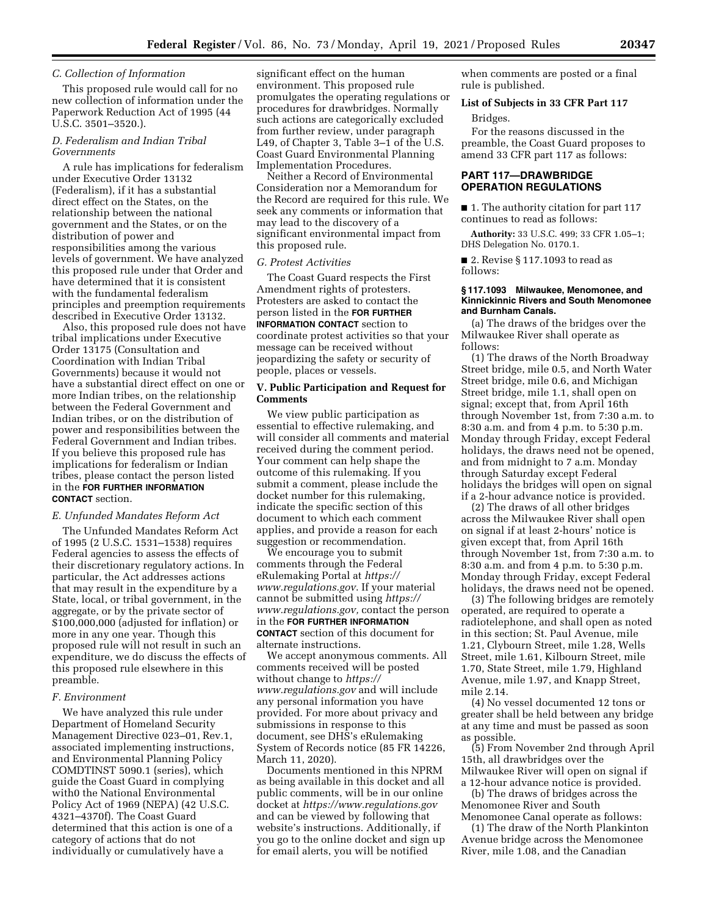### C. Collection of Information

This proposed rule would call for no new collection of information under the Paperwork Reduction Act of 1995 (44 U.S.C. 3501–3520.).

### D. Federalism and Indian Tribal Governments

A rule has implications for federalism under Executive Order 13132 (Federalism), if it has a substantial direct effect on the States, on the relationship between the national government and the States, or on the distribution of power and responsibilities among the various levels of government. We have analyzed this proposed rule under that Order and have determined that it is consistent with the fundamental federalism principles and preemption requirements described in Executive Order 13132.

Also, this proposed rule does not have tribal implications under Executive Order 13175 (Consultation and Coordination with Indian Tribal Governments) because it would not have a substantial direct effect on one or more Indian tribes, on the relationship between the Federal Government and Indian tribes, or on the distribution of power and responsibilities between the Federal Government and Indian tribes. If you believe this proposed rule has implications for federalism or Indian tribes, please contact the person listed in the **FOR FURTHER INFORMATION CONTACT** section.

### E. Unfunded Mandates Reform Act

The Unfunded Mandates Reform Act of 1995 (2 U.S.C. 1531–1538) requires Federal agencies to assess the effects of their discretionary regulatory actions. In particular, the Act addresses actions that may result in the expenditure by a State, local, or tribal government, in the aggregate, or by the private sector of $100,000,000 (adjusted for inflation) or more in any one year. Though this proposed rule will not result in such an expenditure, we do discuss the effects of this proposed rule elsewhere in this preamble.

### F. Environment

We have analyzed this rule under Department of Homeland Security Management Directive 023–01, Rev.1, associated implementing instructions, and Environmental Planning Policy COMDTINST 5090.1 (series), which guide the Coast Guard in complying with0 the National Environmental Policy Act of 1969 (NEPA) (42 U.S.C. 4321–4370f). The Coast Guard determined that this action is one of a category of actions that do not individually or cumulatively have a significant effect on the human environment. This proposed rule promulgates the operating regulations or procedures for drawbridges. Normally such actions are categorically excluded from further review, under paragraph L49, of Chapter 3, Table 3–1 of the U.S. Coast Guard Environmental Planning Implementation Procedures.

Neither a Record of Environmental Consideration nor a Memorandum for the Record are required for this rule. We seek any comments or information that may lead to the discovery of a significant environmental impact from this proposed rule.

### G. Protest Activities

The Coast Guard respects the First Amendment rights of protesters. Protesters are asked to contact the person listed in the **FOR FURTHER INFORMATION CONTACT** section to coordinate protest activities so that your message can be received without jeopardizing the safety or security of people, places or vessels.

## V. Public Participation and Request for Comments

We view public participation as essential to effective rulemaking, and will consider all comments and material received during the comment period. Your comment can help shape the outcome of this rulemaking. If you submit a comment, please include the docket number for this rulemaking, indicate the specific section of this document to which each comment applies, and provide a reason for each suggestion or recommendation.

We encourage you to submit comments through the Federal eRulemaking Portal at *https://www.regulations.gov*. If your material cannot be submitted using *https://www.regulations.gov,* contact the person in the **FOR FURTHER INFORMATION CONTACT** section of this document for alternate instructions.

We accept anonymous comments. All comments received will be posted without change to *https://www.regulations.gov* and will include any personal information you have provided. For more about privacy and submissions in response to this document, see DHS's eRulemaking System of Records notice (85 FR 14226, March 11, 2020).

Documents mentioned in this NPRM as being available in this docket and all public comments, will be in our online docket at *https://www.regulations.gov* and can be viewed by following that website's instructions. Additionally, if you go to the online docket and sign up for email alerts, you will be notified when comments are posted or a final rule is published.

### List of Subjects in 33 CFR Part 117

Bridges.

For the reasons discussed in the preamble, the Coast Guard proposes to amend 33 CFR part 117 as follows:

## PART 117—DRAWBRIDGE OPERATION REGULATIONS

■ 1. The authority citation for part 117 continues to read as follows:

**Authority:** 33 U.S.C. 499; 33 CFR 1.05–1; DHS Delegation No. 0170.1.

■ 2. Revise § 117.1093 to read as follows:

#### § 117.1093 Milwaukee, Menomonee, and Kinnickinnic Rivers and South Menomonee and Burnham Canals.

(a) The draws of the bridges over the Milwaukee River shall operate as follows:

(1) The draws of the North Broadway Street bridge, mile 0.5, and North Water Street bridge, mile 0.6, and Michigan Street bridge, mile 1.1, shall open on signal; except that, from April 16th through November 1st, from 7:30 a.m. to 8:30 a.m. and from 4 p.m. to 5:30 p.m. Monday through Friday, except Federal holidays, the draws need not be opened, and from midnight to 7 a.m. Monday through Saturday except Federal holidays the bridges will open on signal if a 2-hour advance notice is provided.

(2) The draws of all other bridges across the Milwaukee River shall open on signal if at least 2-hours' notice is given except that, from April 16th through November 1st, from 7:30 a.m. to 8:30 a.m. and from 4 p.m. to 5:30 p.m. Monday through Friday, except Federal holidays, the draws need not be opened.

(3) The following bridges are remotely operated, are required to operate a radiotelephone, and shall open as noted in this section; St. Paul Avenue, mile 1.21, Clybourn Street, mile 1.28, Wells Street, mile 1.61, Kilbourn Street, mile 1.70, State Street, mile 1.79, Highland Avenue, mile 1.97, and Knapp Street, mile 2.14.

(4) No vessel documented 12 tons or greater shall be held between any bridge at any time and must be passed as soon as possible.

(5) From November 2nd through April 15th, all drawbridges over the Milwaukee River will open on signal if a 12-hour advance notice is provided.

(b) The draws of bridges across the Menomonee River and South Menomonee Canal operate as follows:

(1) The draw of the North Plankinton Avenue bridge across the Menomonee River, mile 1.08, and the Canadian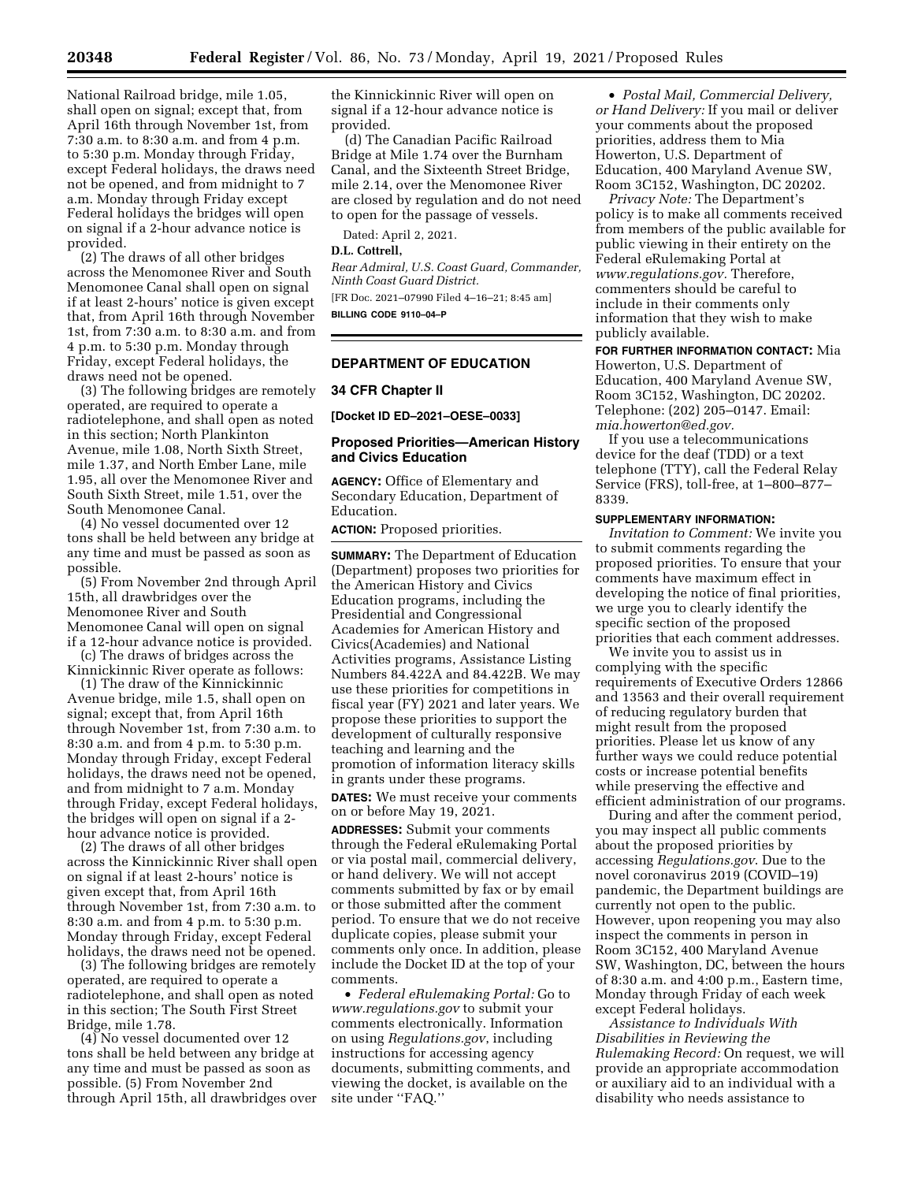National Railroad bridge, mile 1.05, shall open on signal; except that, from April 16th through November 1st, from 7:30 a.m. to 8:30 a.m. and from 4 p.m. to 5:30 p.m. Monday through Friday, except Federal holidays, the draws need not be opened, and from midnight to 7 a.m. Monday through Friday except Federal holidays the bridges will open on signal if a 2-hour advance notice is provided.

(2) The draws of all other bridges across the Menomonee River and South Menomonee Canal shall open on signal if at least 2-hours' notice is given except that, from April 16th through November 1st, from 7:30 a.m. to 8:30 a.m. and from 4 p.m. to 5:30 p.m. Monday through Friday, except Federal holidays, the draws need not be opened.

(3) The following bridges are remotely operated, are required to operate a radiotelephone, and shall open as noted in this section; North Plankinton Avenue, mile 1.08, North Sixth Street, mile 1.37, and North Ember Lane, mile 1.95, all over the Menomonee River and South Sixth Street, mile 1.51, over the South Menomonee Canal.

(4) No vessel documented over 12 tons shall be held between any bridge at any time and must be passed as soon as possible.

(5) From November 2nd through April 15th, all drawbridges over the Menomonee River and South Menomonee Canal will open on signal if a 12-hour advance notice is provided.

(c) The draws of bridges across the Kinnickinnic River operate as follows:

(1) The draw of the Kinnickinnic Avenue bridge, mile 1.5, shall open on signal; except that, from April 16th through November 1st, from 7:30 a.m. to 8:30 a.m. and from 4 p.m. to 5:30 p.m. Monday through Friday, except Federal holidays, the draws need not be opened, and from midnight to 7 a.m. Monday through Friday, except Federal holidays, the bridges will open on signal if a 2-hour advance notice is provided.

(2) The draws of all other bridges across the Kinnickinnic River shall open on signal if at least 2-hours' notice is given except that, from April 16th through November 1st, from 7:30 a.m. to 8:30 a.m. and from 4 p.m. to 5:30 p.m. Monday through Friday, except Federal holidays, the draws need not be opened.

(3) The following bridges are remotely operated, are required to operate a radiotelephone, and shall open as noted in this section; The South First Street Bridge, mile 1.78.

(4) No vessel documented over 12 tons shall be held between any bridge at any time and must be passed as soon as possible. (5) From November 2nd through April 15th, all drawbridges over the Kinnickinnic River will open on signal if a 12-hour advance notice is provided.

(d) The Canadian Pacific Railroad Bridge at Mile 1.74 over the Burnham Canal, and the Sixteenth Street Bridge, mile 2.14, over the Menomonee River are closed by regulation and do not need to open for the passage of vessels.

Dated: April 2, 2021.

**D.L. Cottrell,**

*Rear Admiral, U.S. Coast Guard, Commander, Ninth Coast Guard District.*

[FR Doc. 2021–07990 Filed 4–16–21; 8:45 am]

**BILLING CODE 9110–04–P**

---

## DEPARTMENT OF EDUCATION

### 34 CFR Chapter II

**[Docket ID ED–2021–OESE–0033]**

## Proposed Priorities—American History and Civics Education

**AGENCY:** Office of Elementary and Secondary Education, Department of Education.

**ACTION:** Proposed priorities.

**SUMMARY:** The Department of Education (Department) proposes two priorities for the American History and Civics Education programs, including the Presidential and Congressional Academies for American History and Civics(Academies) and National Activities programs, Assistance Listing Numbers 84.422A and 84.422B. We may use these priorities for competitions in fiscal year (FY) 2021 and later years. We propose these priorities to support the development of culturally responsive teaching and learning and the promotion of information literacy skills in grants under these programs.

**DATES:** We must receive your comments on or before May 19, 2021.

**ADDRESSES:** Submit your comments through the Federal eRulemaking Portal or via postal mail, commercial delivery, or hand delivery. We will not accept comments submitted by fax or by email or those submitted after the comment period. To ensure that we do not receive duplicate copies, please submit your comments only once. In addition, please include the Docket ID at the top of your comments.

- *Federal eRulemaking Portal:* Go to *www.regulations.gov* to submit your comments electronically. Information on using *Regulations.gov*, including instructions for accessing agency documents, submitting comments, and viewing the docket, is available on the site under ''FAQ.''
- *Postal Mail, Commercial Delivery, or Hand Delivery:* If you mail or deliver your comments about the proposed priorities, address them to Mia Howerton, U.S. Department of Education, 400 Maryland Avenue SW, Room 3C152, Washington, DC 20202.

*Privacy Note:* The Department's policy is to make all comments received from members of the public available for public viewing in their entirety on the Federal eRulemaking Portal at *www.regulations.gov.* Therefore, commenters should be careful to include in their comments only information that they wish to make publicly available.

**FOR FURTHER INFORMATION CONTACT:** Mia Howerton, U.S. Department of Education, 400 Maryland Avenue SW, Room 3C152, Washington, DC 20202. Telephone: (202) 205–0147. Email: *mia.howerton@ed.gov.*

If you use a telecommunications device for the deaf (TDD) or a text telephone (TTY), call the Federal Relay Service (FRS), toll-free, at 1–800–877–8339.

**SUPPLEMENTARY INFORMATION:**

*Invitation to Comment:* We invite you to submit comments regarding the proposed priorities. To ensure that your comments have maximum effect in developing the notice of final priorities, we urge you to clearly identify the specific section of the proposed priorities that each comment addresses.

We invite you to assist us in complying with the specific requirements of Executive Orders 12866 and 13563 and their overall requirement of reducing regulatory burden that might result from the proposed priorities. Please let us know of any further ways we could reduce potential costs or increase potential benefits while preserving the effective and efficient administration of our programs.

During and after the comment period, you may inspect all public comments about the proposed priorities by accessing *Regulations.gov*. Due to the novel coronavirus 2019 (COVID–19) pandemic, the Department buildings are currently not open to the public. However, upon reopening you may also inspect the comments in person in Room 3C152, 400 Maryland Avenue SW, Washington, DC, between the hours of 8:30 a.m. and 4:00 p.m., Eastern time, Monday through Friday of each week except Federal holidays.

*Assistance to Individuals With Disabilities in Reviewing the Rulemaking Record:* On request, we will provide an appropriate accommodation or auxiliary aid to an individual with a disability who needs assistance to